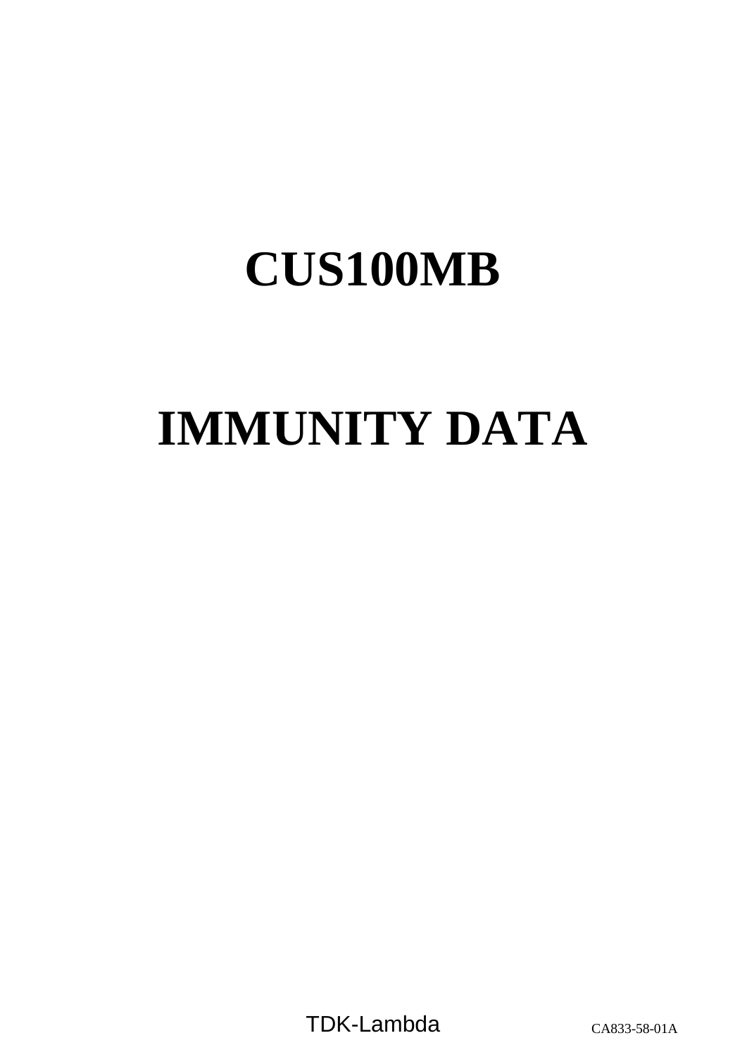# CUS100MB

# IMMUNITY DATA

TDK-Lambda CA833-58-01A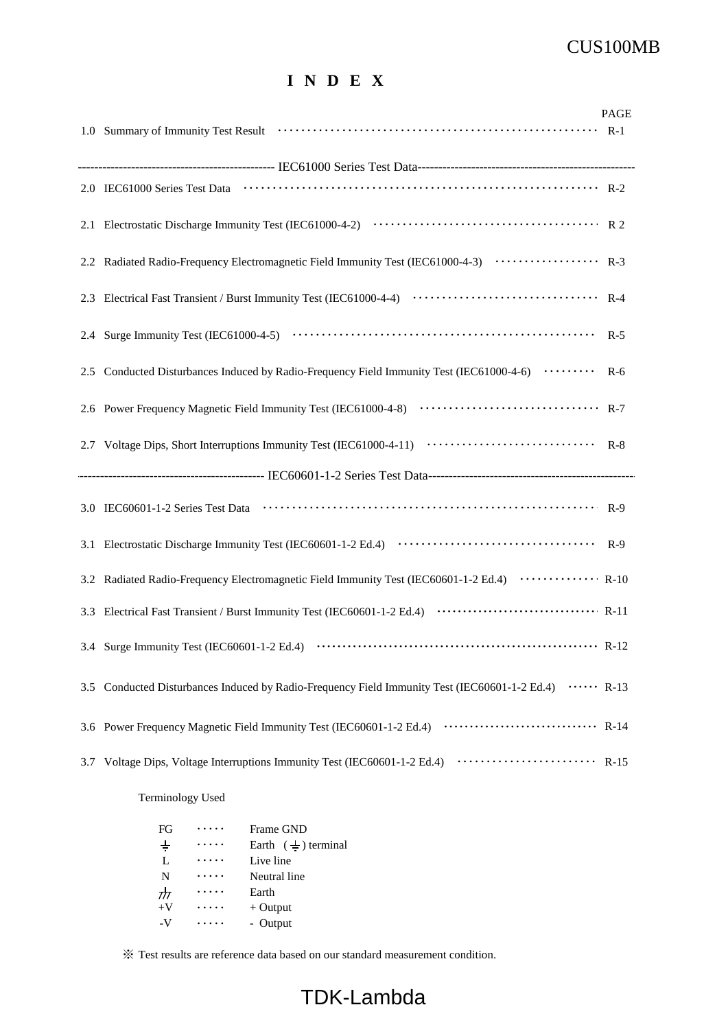# I N D E X

| | PAGE |
|---|---|
| 1.0 Summary of Immunity Test Result | R-1 |
| **IEC61000 Series Test Data** | |
| 2.0 IEC61000 Series Test Data | R-2 |
| 2.1 Electrostatic Discharge Immunity Test (IEC61000-4-2) | R 2 |
| 2.2 Radiated Radio-Frequency Electromagnetic Field Immunity Test (IEC61000-4-3) | R-3 |
| 2.3 Electrical Fast Transient / Burst Immunity Test (IEC61000-4-4) | R-4 |
| 2.4 Surge Immunity Test (IEC61000-4-5) | R-5 |
| 2.5 Conducted Disturbances Induced by Radio-Frequency Field Immunity Test (IEC61000-4-6) | R-6 |
| 2.6 Power Frequency Magnetic Field Immunity Test (IEC61000-4-8) | R-7 |
| 2.7 Voltage Dips, Short Interruptions Immunity Test (IEC61000-4-11) | R-8 |
| **IEC60601-1-2 Series Test Data** | |
| 3.0 IEC60601-1-2 Series Test Data | R-9 |
| 3.1 Electrostatic Discharge Immunity Test (IEC60601-1-2 Ed.4) | R-9 |
| 3.2 Radiated Radio-Frequency Electromagnetic Field Immunity Test (IEC60601-1-2 Ed.4) | R-10 |
| 3.3 Electrical Fast Transient / Burst Immunity Test (IEC60601-1-2 Ed.4) | R-11 |
| 3.4 Surge Immunity Test (IEC60601-1-2 Ed.4) | R-12 |
| 3.5 Conducted Disturbances Induced by Radio-Frequency Field Immunity Test (IEC60601-1-2 Ed.4) | R-13 |
| 3.6 Power Frequency Magnetic Field Immunity Test (IEC60601-1-2 Ed.4) | R-14 |
| 3.7 Voltage Dips, Voltage Interruptions Immunity Test (IEC60601-1-2 Ed.4) | R-15 |

Terminology Used

| | | |
|---|---|---|
| FG | ····· | Frame GND |
| ⏚ | ····· | Earth ( ⏚ ) terminal |
| L | ····· | Live line |
| N | ····· | Neutral line |
| ⊥ | ····· | Earth |
| +V | ····· | + Output |
| -V | ····· | - Output |

※ Test results are reference data based on our standard measurement condition.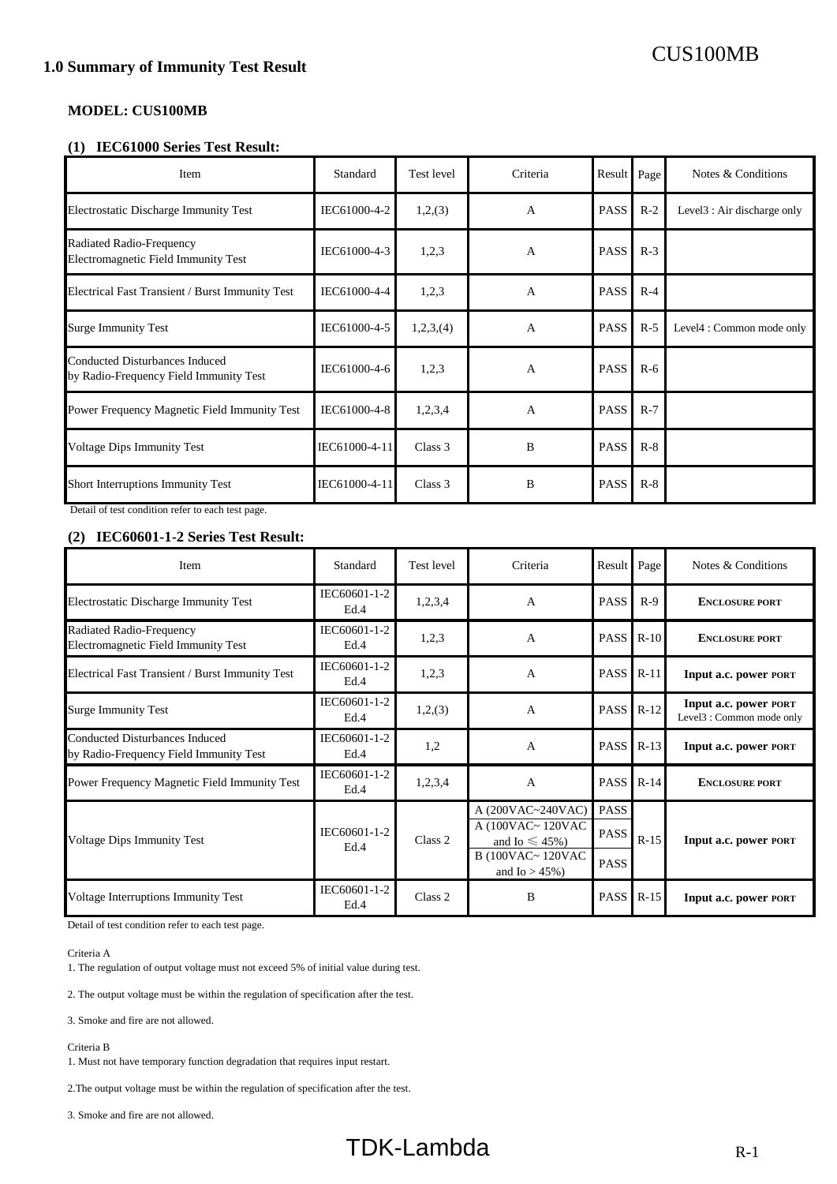## 1.0 Summary of Immunity Test Result

**MODEL: CUS100MB**

**(1) IEC61000 Series Test Result:**

| Item | Standard | Test level | Criteria | Result | Page | Notes & Conditions |
|---|---|---|---|---|---|---|
| Electrostatic Discharge Immunity Test | IEC61000-4-2 | 1,2,(3) | A | PASS | R-2 | Level3 : Air discharge only |
| Radiated Radio-Frequency Electromagnetic Field Immunity Test | IEC61000-4-3 | 1,2,3 | A | PASS | R-3 | |
| Electrical Fast Transient / Burst Immunity Test | IEC61000-4-4 | 1,2,3 | A | PASS | R-4 | |
| Surge Immunity Test | IEC61000-4-5 | 1,2,3,(4) | A | PASS | R-5 | Level4 : Common mode only |
| Conducted Disturbances Induced by Radio-Frequency Field Immunity Test | IEC61000-4-6 | 1,2,3 | A | PASS | R-6 | |
| Power Frequency Magnetic Field Immunity Test | IEC61000-4-8 | 1,2,3,4 | A | PASS | R-7 | |
| Voltage Dips Immunity Test | IEC61000-4-11 | Class 3 | B | PASS | R-8 | |
| Short Interruptions Immunity Test | IEC61000-4-11 | Class 3 | B | PASS | R-8 | |

Detail of test condition refer to each test page.

**(2) IEC60601-1-2 Series Test Result:**

| Item | Standard | Test level | Criteria | Result | Page | Notes & Conditions |
|---|---|---|---|---|---|---|
| Electrostatic Discharge Immunity Test | IEC60601-1-2 Ed.4 | 1,2,3,4 | A | PASS | R-9 | **ENCLOSURE PORT** |
| Radiated Radio-Frequency Electromagnetic Field Immunity Test | IEC60601-1-2 Ed.4 | 1,2,3 | A | PASS | R-10 | **ENCLOSURE PORT** |
| Electrical Fast Transient / Burst Immunity Test | IEC60601-1-2 Ed.4 | 1,2,3 | A | PASS | R-11 | **Input a.c. power PORT** |
| Surge Immunity Test | IEC60601-1-2 Ed.4 | 1,2,(3) | A | PASS | R-12 | **Input a.c. power PORT** Level3 : Common mode only |
| Conducted Disturbances Induced by Radio-Frequency Field Immunity Test | IEC60601-1-2 Ed.4 | 1,2 | A | PASS | R-13 | **Input a.c. power PORT** |
| Power Frequency Magnetic Field Immunity Test | IEC60601-1-2 Ed.4 | 1,2,3,4 | A | PASS | R-14 | **ENCLOSURE PORT** |
| Voltage Dips Immunity Test | IEC60601-1-2 Ed.4 | Class 2 | A (200VAC~240VAC) | PASS | R-15 | **Input a.c. power PORT** |
| | | | A (100VAC~ 120VAC and Io ≦ 45%) | PASS | | |
| | | | B (100VAC~ 120VAC and Io > 45%) | PASS | | |
| Voltage Interruptions Immunity Test | IEC60601-1-2 Ed.4 | Class 2 | B | PASS | R-15 | **Input a.c. power PORT** |

Detail of test condition refer to each test page.

Criteria A

1. The regulation of output voltage must not exceed 5% of initial value during test.

2. The output voltage must be within the regulation of specification after the test.

3. Smoke and fire are not allowed.

Criteria B

1. Must not have temporary function degradation that requires input restart.

2.The output voltage must be within the regulation of specification after the test.

3. Smoke and fire are not allowed.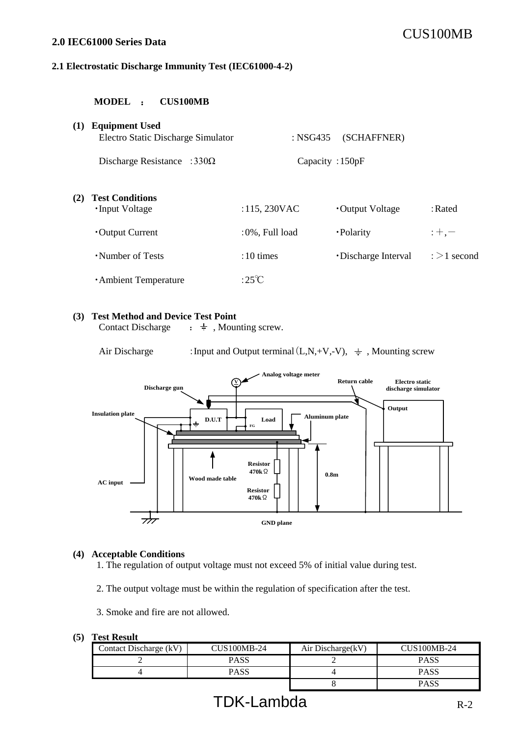## 2.0 IEC61000 Series Data

### 2.1 Electrostatic Discharge Immunity Test (IEC61000-4-2)

**MODEL ： CUS100MB**

**(1) Equipment Used**

Electro Static Discharge Simulator : NSG435 (SCHAFFNER)

Discharge Resistance : 330Ω Capacity : 150pF

**(2) Test Conditions**

- Input Voltage : 115, 230VAC
- Output Voltage : Rated
- Output Current : 0%, Full load
- Polarity : +, −
- Number of Tests : 10 times
- Discharge Interval : >1 second
- Ambient Temperature : 25℃

**(3) Test Method and Device Test Point**

Contact Discharge : ⏚ , Mounting screw.

Air Discharge : Input and Output terminal (L,N,+V,-V), ⏚ , Mounting screw

Analog voltage meter, Discharge gun, Return cable, Electro static discharge simulator, Output, Insulation plate, D.U.T, Load, FG, Aluminum plate, Resistor 470kΩ, Wood made table, Resistor 470kΩ, 0.8m, AC input, GND plane

**(4) Acceptable Conditions**

1. The regulation of output voltage must not exceed 5% of initial value during test.
2. The output voltage must be within the regulation of specification after the test.
3. Smoke and fire are not allowed.

**(5) Test Result**

| Contact Discharge (kV) | CUS100MB-24 | Air Discharge(kV) | CUS100MB-24 |
|---|---|---|---|
| 2 | PASS | 2 | PASS |
| 4 | PASS | 4 | PASS |
| | | 8 | PASS |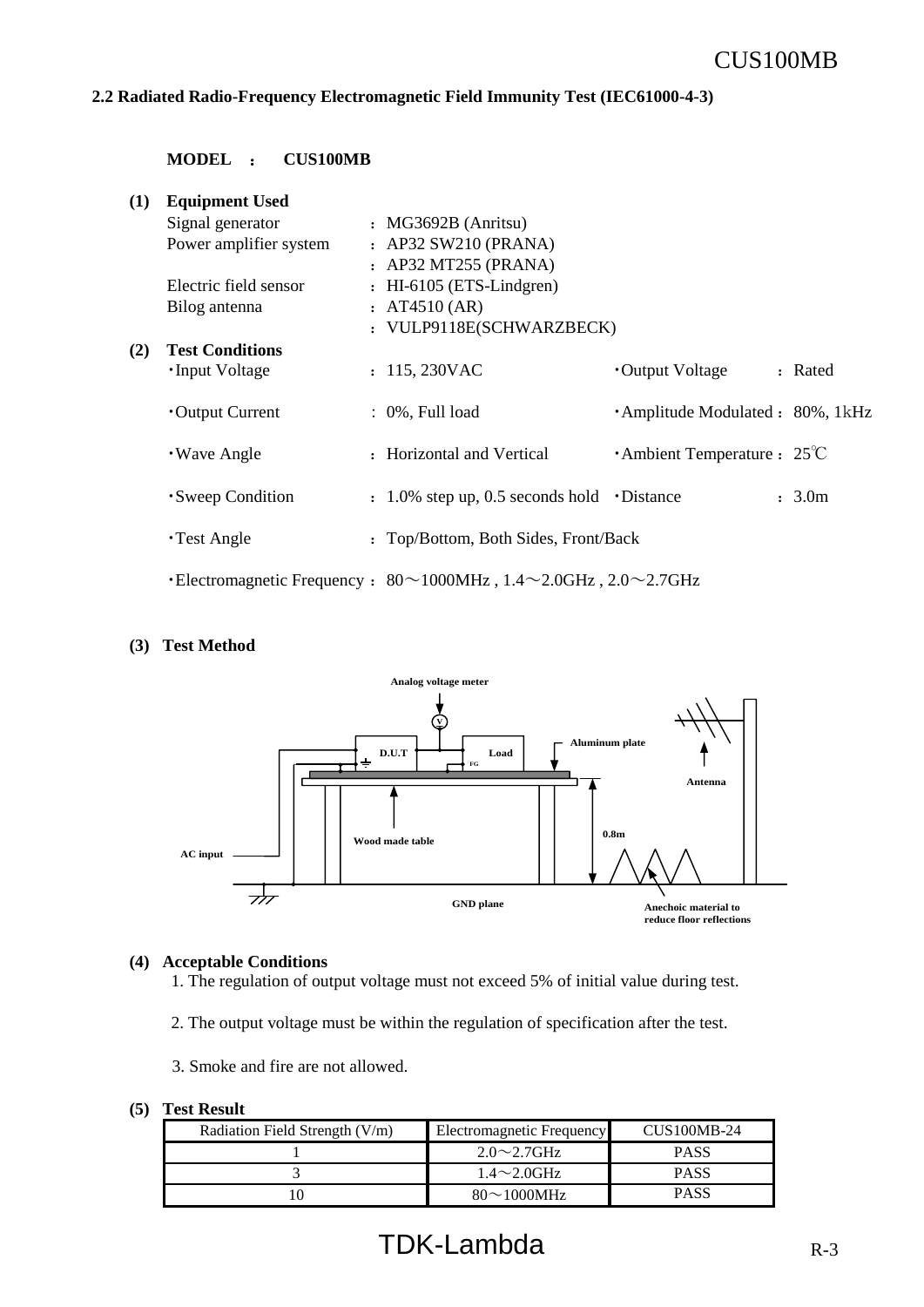## 2.2 Radiated Radio-Frequency Electromagnetic Field Immunity Test (IEC61000-4-3)

**MODEL ： CUS100MB**

**(1) Equipment Used**

| | |
|---|---|
| Signal generator | ： MG3692B (Anritsu) |
| Power amplifier system | ： AP32 SW210 (PRANA) |
| | ： AP32 MT255 (PRANA) |
| Electric field sensor | ： HI-6105 (ETS-Lindgren) |
| Bilog antenna | ： AT4510 (AR) |
| | ： VULP9118E(SCHWARZBECK) |

**(2) Test Conditions**

| | | | |
|---|---|---|---|
| ・Input Voltage | ： 115, 230VAC | ・Output Voltage | ： Rated |
| ・Output Current | ： 0%, Full load | ・Amplitude Modulated | ： 80%, 1kHz |
| ・Wave Angle | ： Horizontal and Vertical | ・Ambient Temperature | ： 25℃ |
| ・Sweep Condition | ： 1.0% step up, 0.5 seconds hold | ・Distance | ： 3.0m |
| ・Test Angle | ： Top/Bottom, Both Sides, Front/Back | | |

・Electromagnetic Frequency ： 80～1000MHz , 1.4～2.0GHz , 2.0～2.7GHz

**(3) Test Method**

Analog voltage meter, D.U.T, Load, FG, Aluminum plate, Antenna, Wood made table, 0.8m, AC input, GND plane, Anechoic material to reduce floor reflections

**(4) Acceptable Conditions**

1. The regulation of output voltage must not exceed 5% of initial value during test.
2. The output voltage must be within the regulation of specification after the test.
3. Smoke and fire are not allowed.

**(5) Test Result**

| Radiation Field Strength (V/m) | Electromagnetic Frequency | CUS100MB-24 |
|---|---|---|
| 1 | 2.0～2.7GHz | PASS |
| 3 | 1.4～2.0GHz | PASS |
| 10 | 80～1000MHz | PASS |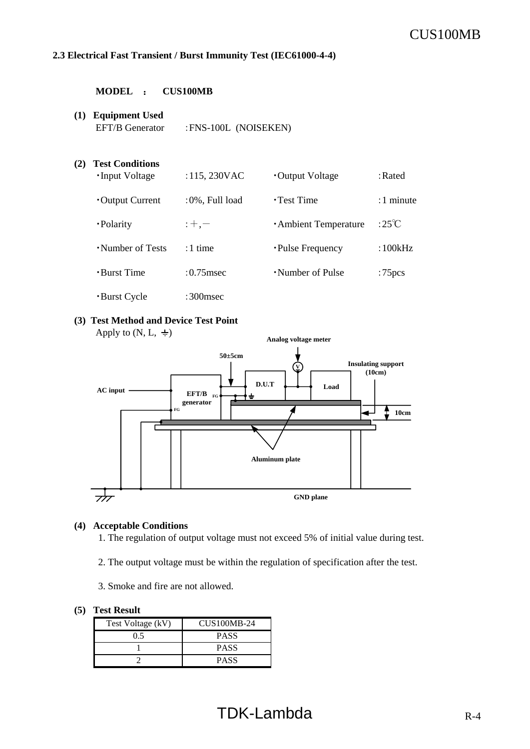## 2.3 Electrical Fast Transient / Burst Immunity Test (IEC61000-4-4)

**MODEL : CUS100MB**

**(1) Equipment Used**

EFT/B Generator : FNS-100L (NOISEKEN)

**(2) Test Conditions**

| | | | |
|---|---|---|---|
| ・Input Voltage | : 115, 230VAC | ・Output Voltage | : Rated |
| ・Output Current | : 0%, Full load | ・Test Time | : 1 minute |
| ・Polarity | : ＋, － | ・Ambient Temperature | : 25℃ |
| ・Number of Tests | : 1 time | ・Pulse Frequency | : 100kHz |
| ・Burst Time | : 0.75msec | ・Number of Pulse | : 75pcs |
| ・Burst Cycle | : 300msec | | |

**(3) Test Method and Device Test Point**

Apply to (N, L, ⏚)

Analog voltage meter

50±5cm

Insulating support (10cm)

AC input

EFT/B generator

FG

D.U.T

Load

10cm

Aluminum plate

GND plane

**(4) Acceptable Conditions**

1. The regulation of output voltage must not exceed 5% of initial value during test.
2. The output voltage must be within the regulation of specification after the test.
3. Smoke and fire are not allowed.

**(5) Test Result**

| Test Voltage (kV) | CUS100MB-24 |
|---|---|
| 0.5 | PASS |
| 1 | PASS |
| 2 | PASS |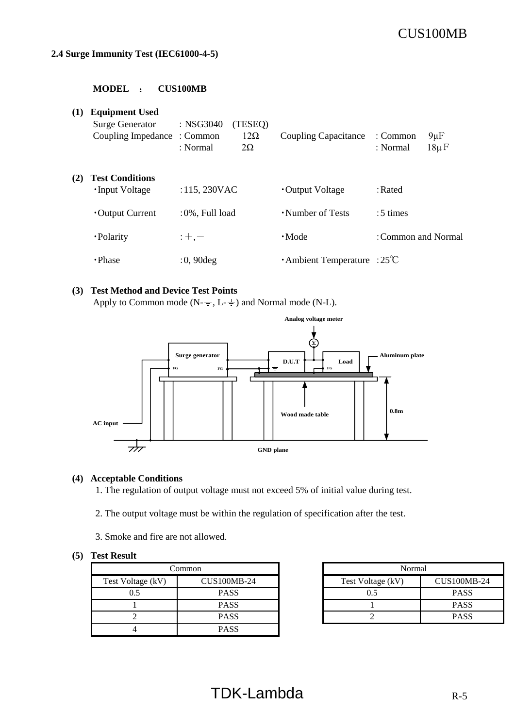## 2.4 Surge Immunity Test (IEC61000-4-5)

**MODEL : CUS100MB**

**(1) Equipment Used**

Surge Generator : NSG3040 (TESEQ)

Coupling Impedance : Common 12Ω　Coupling Capacitance : Common 9μF

　　　　　　　　 : Normal 2Ω　　　　　　　　　　　 : Normal 18μF

**(2) Test Conditions**

- ・Input Voltage : 115, 230VAC
- ・Output Voltage : Rated
- ・Output Current : 0%, Full load
- ・Number of Tests : 5 times
- ・Polarity : ＋, －
- ・Mode : Common and Normal
- ・Phase : 0, 90deg
- ・Ambient Temperature : 25℃

**(3) Test Method and Device Test Points**

Apply to Common mode (N-⏚, L-⏚) and Normal mode (N-L).

Analog voltage meter

Surge generator　FG　FG　D.U.T　Load　FG　Aluminum plate

AC input　Wood made table　0.8m

GND plane

**(4) Acceptable Conditions**

1. The regulation of output voltage must not exceed 5% of initial value during test.
2. The output voltage must be within the regulation of specification after the test.
3. Smoke and fire are not allowed.

**(5) Test Result**

| Common | |
|---|---|
| Test Voltage (kV) | CUS100MB-24 |
| 0.5 | PASS |
| 1 | PASS |
| 2 | PASS |
| 4 | PASS |

| Normal | |
|---|---|
| Test Voltage (kV) | CUS100MB-24 |
| 0.5 | PASS |
| 1 | PASS |
| 2 | PASS |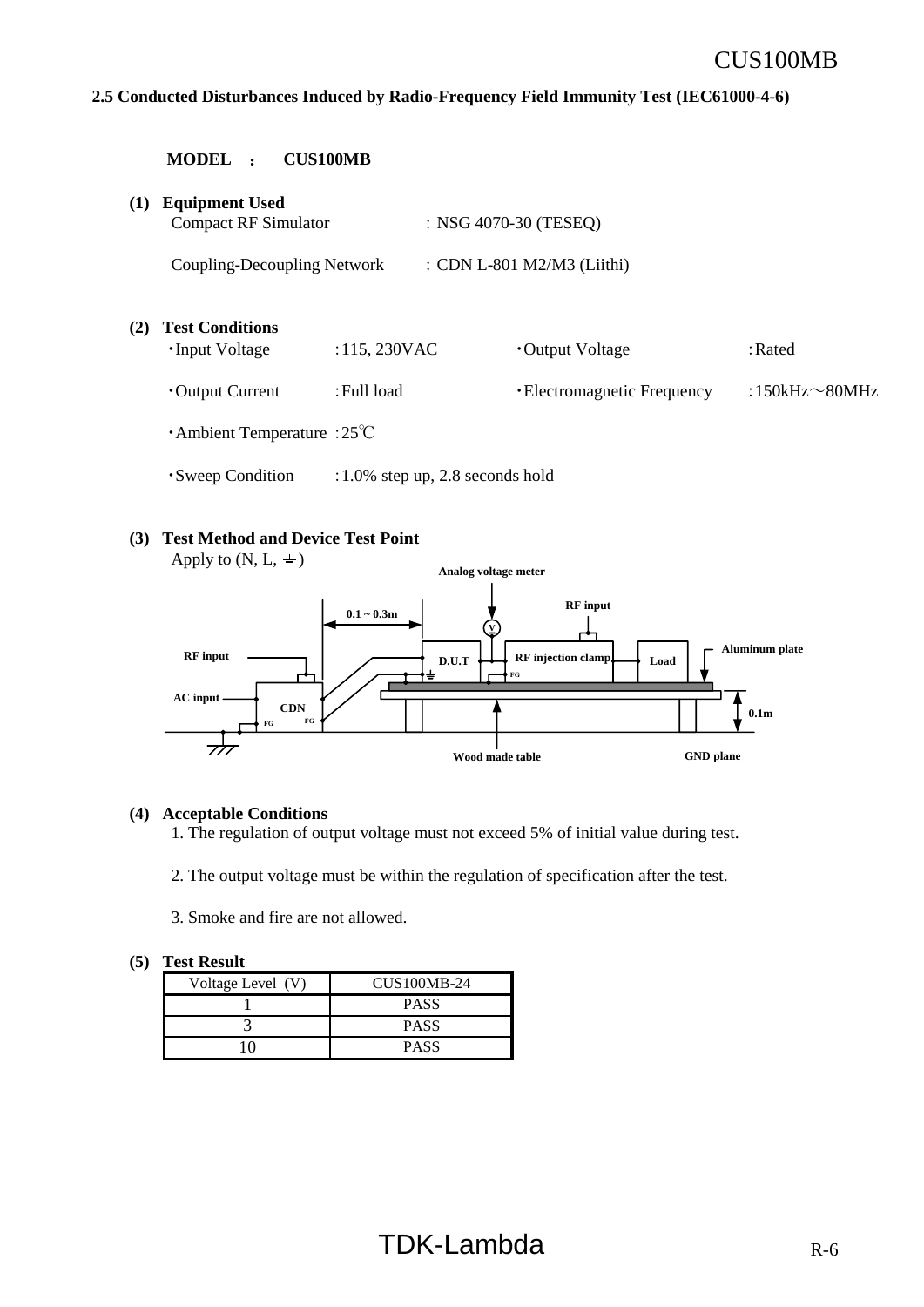## 2.5 Conducted Disturbances Induced by Radio-Frequency Field Immunity Test (IEC61000-4-6)

**MODEL ： CUS100MB**

**(1) Equipment Used**

Compact RF Simulator : NSG 4070-30 (TESEQ)

Coupling-Decoupling Network : CDN L-801 M2/M3 (Liithi)

**(2) Test Conditions**

| | | | |
|---|---|---|---|
| ・Input Voltage | :115, 230VAC | ・Output Voltage | :Rated |
| ・Output Current | :Full load | ・Electromagnetic Frequency | :150kHz～80MHz |
| ・Ambient Temperature | :25℃ | | |
| ・Sweep Condition | :1.0% step up, 2.8 seconds hold | | |

**(3) Test Method and Device Test Point**

Apply to (N, L, ⏚)

Analog voltage meter

RF input

0.1 ~ 0.3m

RF input

D.U.T

RF injection clamp

Load

Aluminum plate

AC input

CDN

FG

0.1m

Wood made table

GND plane

**(4) Acceptable Conditions**

1. The regulation of output voltage must not exceed 5% of initial value during test.

2. The output voltage must be within the regulation of specification after the test.

3. Smoke and fire are not allowed.

**(5) Test Result**

| Voltage Level (V) | CUS100MB-24 |
|---|---|
| 1 | PASS |
| 3 | PASS |
| 10 | PASS |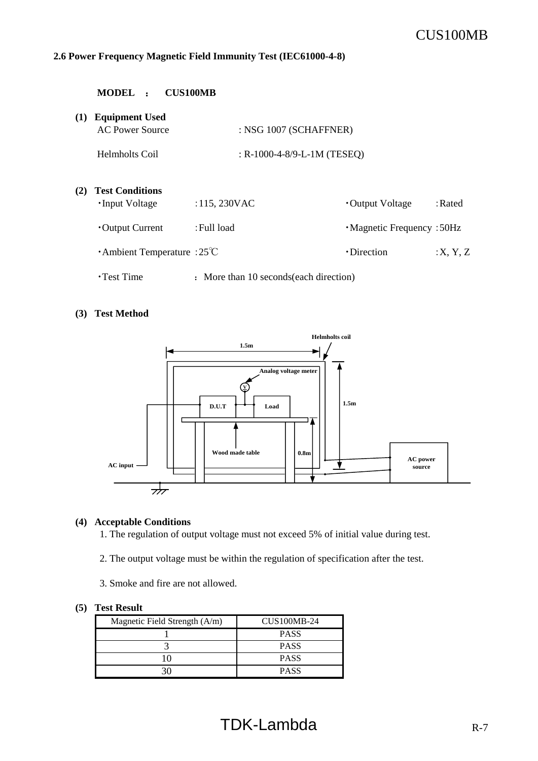## 2.6 Power Frequency Magnetic Field Immunity Test (IEC61000-4-8)

**MODEL : CUS100MB**

**(1) Equipment Used**

AC Power Source : NSG 1007 (SCHAFFNER)

Helmholts Coil : R-1000-4-8/9-L-1M (TESEQ)

**(2) Test Conditions**

- Input Voltage : 115, 230VAC
- Output Voltage : Rated
- Output Current : Full load
- Magnetic Frequency : 50Hz
- Ambient Temperature : 25℃
- Direction : X, Y, Z
- Test Time : More than 10 seconds(each direction)

**(3) Test Method**

Helmholts coil

1.5m

Analog voltage meter

V

D.U.T

Load

1.5m

Wood made table

0.8m

AC input

AC power source

**(4) Acceptable Conditions**

1. The regulation of output voltage must not exceed 5% of initial value during test.
2. The output voltage must be within the regulation of specification after the test.
3. Smoke and fire are not allowed.

**(5) Test Result**

| Magnetic Field Strength (A/m) | CUS100MB-24 |
|---|---|
| 1 | PASS |
| 3 | PASS |
| 10 | PASS |
| 30 | PASS |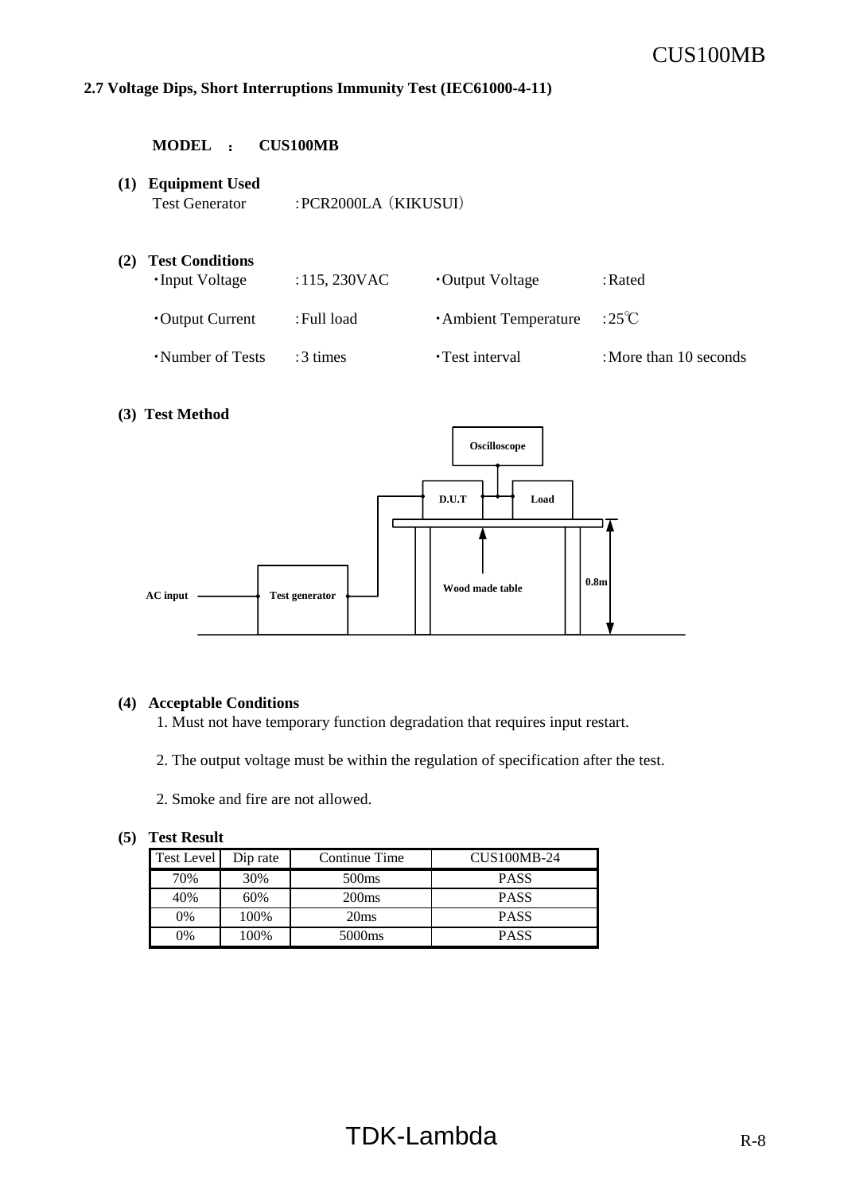## 2.7 Voltage Dips, Short Interruptions Immunity Test (IEC61000-4-11)

**MODEL ： CUS100MB**

**(1) Equipment Used**

Test Generator　:PCR2000LA（KIKUSUI）

**(2) Test Conditions**

| | | | |
|---|---|---|---|
| ・Input Voltage | :115, 230VAC | ・Output Voltage | :Rated |
| ・Output Current | :Full load | ・Ambient Temperature | :25℃ |
| ・Number of Tests | :3 times | ・Test interval | :More than 10 seconds |

**(3) Test Method**

Oscilloscope

D.U.T　Load

AC input　Test generator　Wood made table　0.8m

**(4) Acceptable Conditions**

1. Must not have temporary function degradation that requires input restart.

2. The output voltage must be within the regulation of specification after the test.

2. Smoke and fire are not allowed.

**(5) Test Result**

| Test Level | Dip rate | Continue Time | CUS100MB-24 |
|---|---|---|---|
| 70% | 30% | 500ms | PASS |
| 40% | 60% | 200ms | PASS |
| 0% | 100% | 20ms | PASS |
| 0% | 100% | 5000ms | PASS |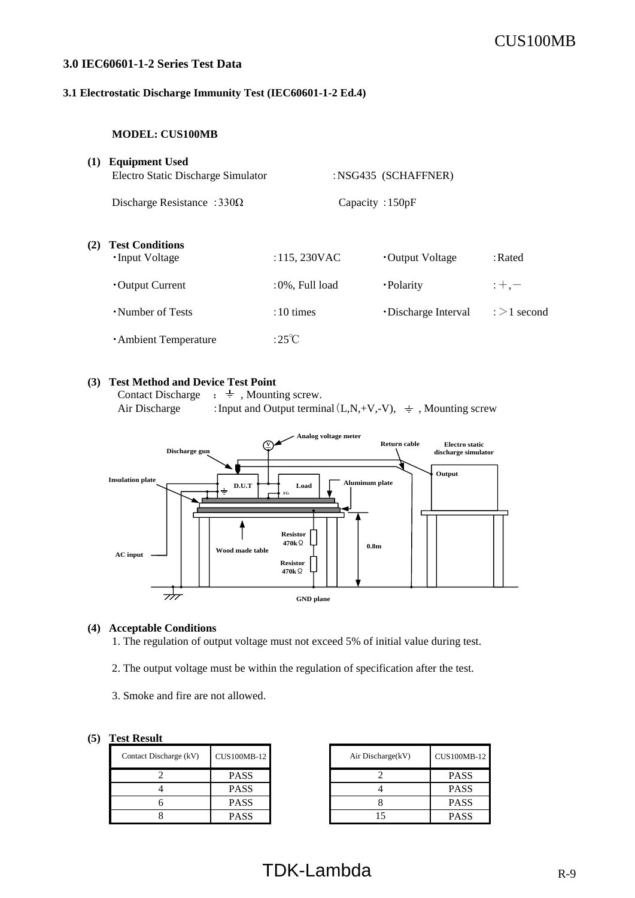## 3.0 IEC60601-1-2 Series Test Data

### 3.1 Electrostatic Discharge Immunity Test (IEC60601-1-2 Ed.4)

**MODEL: CUS100MB**

**(1) Equipment Used**

Electro Static Discharge Simulator :NSG435 (SCHAFFNER)

Discharge Resistance :330Ω Capacity :150pF

**(2) Test Conditions**

| | | | |
|---|---|---|---|
| ・Input Voltage | :115, 230VAC | ・Output Voltage | :Rated |
| ・Output Current | :0%, Full load | ・Polarity | :＋,－ |
| ・Number of Tests | :10 times | ・Discharge Interval | :＞1 second |
| ・Ambient Temperature | :25℃ | | |

**(3) Test Method and Device Test Point**

Contact Discharge : ⏚ , Mounting screw.

Air Discharge :Input and Output terminal（L,N,+V,-V), ⏚ , Mounting screw

Analog voltage meter, Return cable, Electro static discharge simulator, Discharge gun, Output, Insulation plate, D.U.T, Load, FG, Aluminum plate, Resistor 470kΩ, Resistor 470kΩ, Wood made table, 0.8m, AC input, GND plane

**(4) Acceptable Conditions**

1. The regulation of output voltage must not exceed 5% of initial value during test.

2. The output voltage must be within the regulation of specification after the test.

3. Smoke and fire are not allowed.

**(5) Test Result**

| Contact Discharge (kV) | CUS100MB-12 |
|---|---|
| 2 | PASS |
| 4 | PASS |
| 6 | PASS |
| 8 | PASS |

| Air Discharge(kV) | CUS100MB-12 |
|---|---|
| 2 | PASS |
| 4 | PASS |
| 8 | PASS |
| 15 | PASS |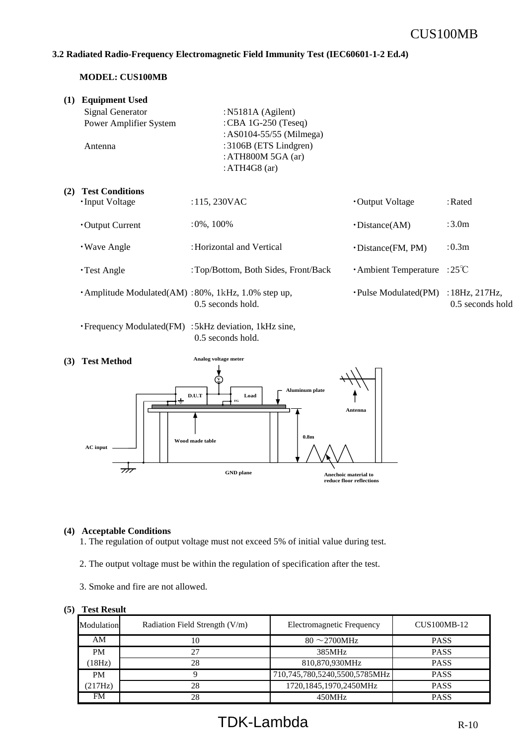## 3.2 Radiated Radio-Frequency Electromagnetic Field Immunity Test (IEC60601-1-2 Ed.4)

**MODEL: CUS100MB**

**(1) Equipment Used**

| | |
|---|---|
| Signal Generator | : N5181A (Agilent) |
| Power Amplifier System | : CBA 1G-250 (Teseq) |
| | : AS0104-55/55 (Milmega) |
| Antenna | : 3106B (ETS Lindgren) |
| | : ATH800M 5GA (ar) |
| | : ATH4G8 (ar) |

**(2) Test Conditions**

- ・Input Voltage : 115, 230VAC
- ・Output Voltage : Rated
- ・Output Current : 0%, 100%
- ・Distance(AM) : 3.0m
- ・Wave Angle : Horizontal and Vertical
- ・Distance(FM, PM) : 0.3m
- ・Test Angle : Top/Bottom, Both Sides, Front/Back
- ・Ambient Temperature : 25℃
- ・Amplitude Modulated(AM) : 80%, 1kHz, 1.0% step up, 0.5 seconds hold.
- ・Pulse Modulated(PM) : 18Hz, 217Hz, 0.5 seconds hold
- ・Frequency Modulated(FM) : 5kHz deviation, 1kHz sine, 0.5 seconds hold.

**(3) Test Method**

Analog voltage meter, D.U.T, Load, FG, Aluminum plate, Antenna, Wood made table, 0.8m, AC input, GND plane, Anechoic material to reduce floor reflections

**(4) Acceptable Conditions**

1. The regulation of output voltage must not exceed 5% of initial value during test.
2. The output voltage must be within the regulation of specification after the test.
3. Smoke and fire are not allowed.

**(5) Test Result**

| Modulation | Radiation Field Strength (V/m) | Electromagnetic Frequency | CUS100MB-12 |
|---|---|---|---|
| AM | 10 | 80 ～2700MHz | PASS |
| PM | 27 | 385MHz | PASS |
| (18Hz) | 28 | 810,870,930MHz | PASS |
| PM | 9 | 710,745,780,5240,5500,5785MHz | PASS |
| (217Hz) | 28 | 1720,1845,1970,2450MHz | PASS |
| FM | 28 | 450MHz | PASS |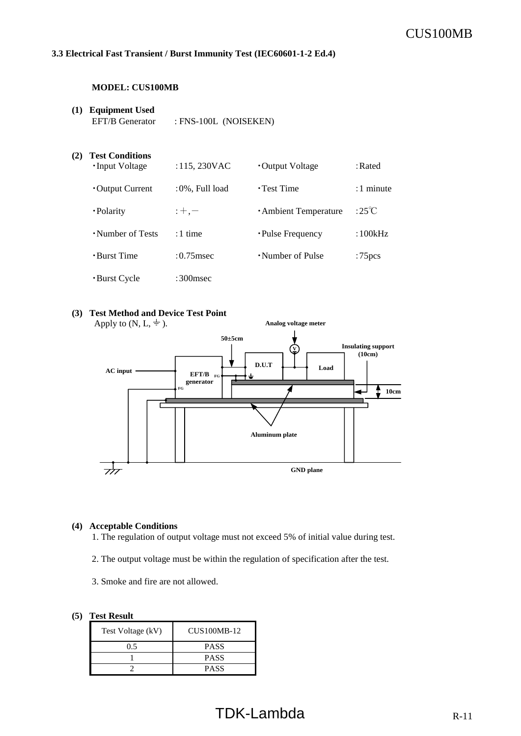### 3.3 Electrical Fast Transient / Burst Immunity Test (IEC60601-1-2 Ed.4)

**MODEL: CUS100MB**

**(1) Equipment Used**

EFT/B Generator : FNS-100L (NOISEKEN)

**(2) Test Conditions**

| | | | |
|---|---|---|---|
| ・Input Voltage | : 115, 230VAC | ・Output Voltage | : Rated |
| ・Output Current | : 0%, Full load | ・Test Time | : 1 minute |
| ・Polarity | : ＋, － | ・Ambient Temperature | : 25℃ |
| ・Number of Tests | : 1 time | ・Pulse Frequency | : 100kHz |
| ・Burst Time | : 0.75msec | ・Number of Pulse | : 75pcs |
| ・Burst Cycle | : 300msec | | |

**(3) Test Method and Device Test Point**

Apply to (N, L, ⏚ ).

Analog voltage meter

50±5cm

Insulating support (10cm)

AC input

EFT/B generator

FG

D.U.T

Load

10cm

Aluminum plate

GND plane

**(4) Acceptable Conditions**

1. The regulation of output voltage must not exceed 5% of initial value during test.
2. The output voltage must be within the regulation of specification after the test.
3. Smoke and fire are not allowed.

**(5) Test Result**

| Test Voltage (kV) | CUS100MB-12 |
|---|---|
| 0.5 | PASS |
| 1 | PASS |
| 2 | PASS |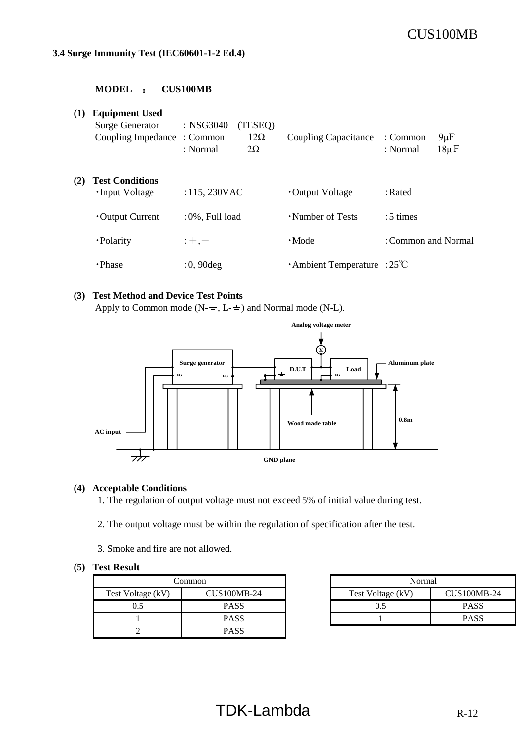### 3.4 Surge Immunity Test (IEC60601-1-2 Ed.4)

**MODEL : CUS100MB**

**(1) Equipment Used**

Surge Generator : NSG3040 (TESEQ)

Coupling Impedance : Common 12Ω : Normal 2Ω

Coupling Capacitance : Common 9μF : Normal 18μF

**(2) Test Conditions**

- Input Voltage : 115, 230VAC
- Output Voltage : Rated
- Output Current : 0%, Full load
- Number of Tests : 5 times
- Polarity : +, −
- Mode : Common and Normal
- Phase : 0, 90deg
- Ambient Temperature : 25℃

**(3) Test Method and Device Test Points**

Apply to Common mode (N-⏚, L-⏚) and Normal mode (N-L).

Analog voltage meter, Surge generator, FG, D.U.T, Load, Aluminum plate, Wood made table, 0.8m, AC input, GND plane

**(4) Acceptable Conditions**

1. The regulation of output voltage must not exceed 5% of initial value during test.
2. The output voltage must be within the regulation of specification after the test.
3. Smoke and fire are not allowed.

**(5) Test Result**

| Common | |
|---|---|
| Test Voltage (kV) | CUS100MB-24 |
| 0.5 | PASS |
| 1 | PASS |
| 2 | PASS |

| Normal | |
|---|---|
| Test Voltage (kV) | CUS100MB-24 |
| 0.5 | PASS |
| 1 | PASS |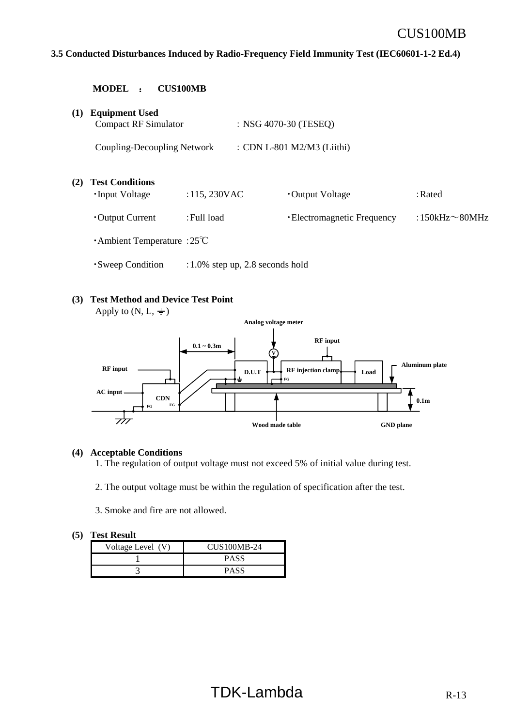### 3.5 Conducted Disturbances Induced by Radio-Frequency Field Immunity Test (IEC60601-1-2 Ed.4)

**MODEL ： CUS100MB**

**(1) Equipment Used**

Compact RF Simulator : NSG 4070-30 (TESEQ)

Coupling-Decoupling Network : CDN L-801 M2/M3 (Liithi)

**(2) Test Conditions**

- ・Input Voltage : 115, 230VAC
- ・Output Voltage : Rated
- ・Output Current : Full load
- ・Electromagnetic Frequency : 150kHz～80MHz
- ・Ambient Temperature : 25℃
- ・Sweep Condition : 1.0% step up, 2.8 seconds hold

**(3) Test Method and Device Test Point**

Apply to (N, L, ⏚)

Analog voltage meter, RF input, 0.1 ~ 0.3m, V, RF input, D.U.T, RF injection clamp, Load, Aluminum plate, FG, AC input, CDN, FG, FG, 0.1m, Wood made table, GND plane

**(4) Acceptable Conditions**

1. The regulation of output voltage must not exceed 5% of initial value during test.
2. The output voltage must be within the regulation of specification after the test.
3. Smoke and fire are not allowed.

**(5) Test Result**

| Voltage Level (V) | CUS100MB-24 |
|---|---|
| 1 | PASS |
| 3 | PASS |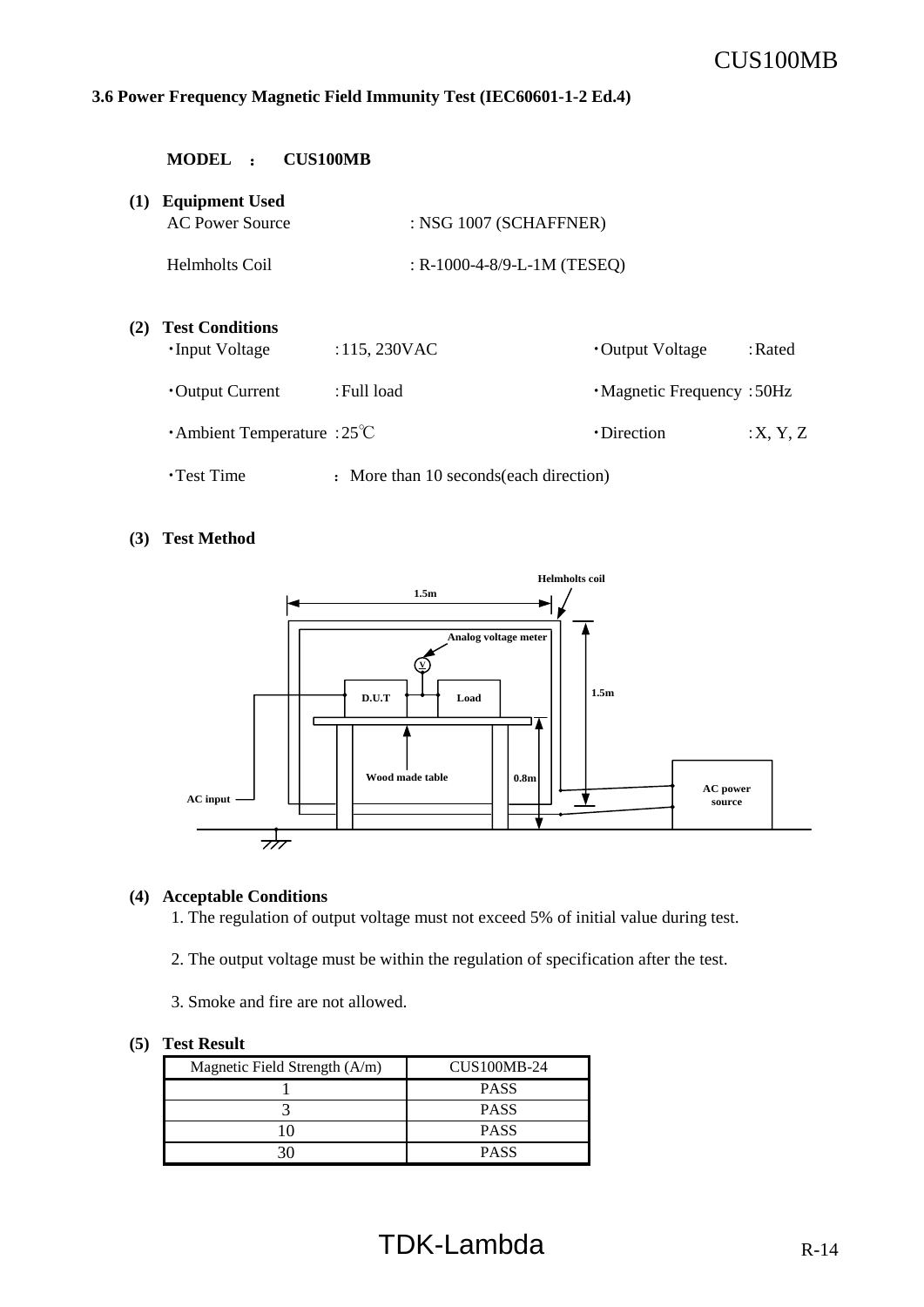### 3.6 Power Frequency Magnetic Field Immunity Test (IEC60601-1-2 Ed.4)

**MODEL ： CUS100MB**

**(1) Equipment Used**

AC Power Source : NSG 1007 (SCHAFFNER)

Helmholts Coil : R-1000-4-8/9-L-1M (TESEQ)

**(2) Test Conditions**

- ・Input Voltage : 115, 230VAC
- ・Output Voltage : Rated
- ・Output Current : Full load
- ・Magnetic Frequency : 50Hz
- ・Ambient Temperature : 25℃
- ・Direction : X, Y, Z
- ・Test Time ： More than 10 seconds(each direction)

**(3) Test Method**

Helmholts coil

1.5m

Analog voltage meter

V

D.U.T

Load

1.5m

Wood made table

0.8m

AC input

AC power source

**(4) Acceptable Conditions**

1. The regulation of output voltage must not exceed 5% of initial value during test.

2. The output voltage must be within the regulation of specification after the test.

3. Smoke and fire are not allowed.

**(5) Test Result**

| Magnetic Field Strength (A/m) | CUS100MB-24 |
|---|---|
| 1 | PASS |
| 3 | PASS |
| 10 | PASS |
| 30 | PASS |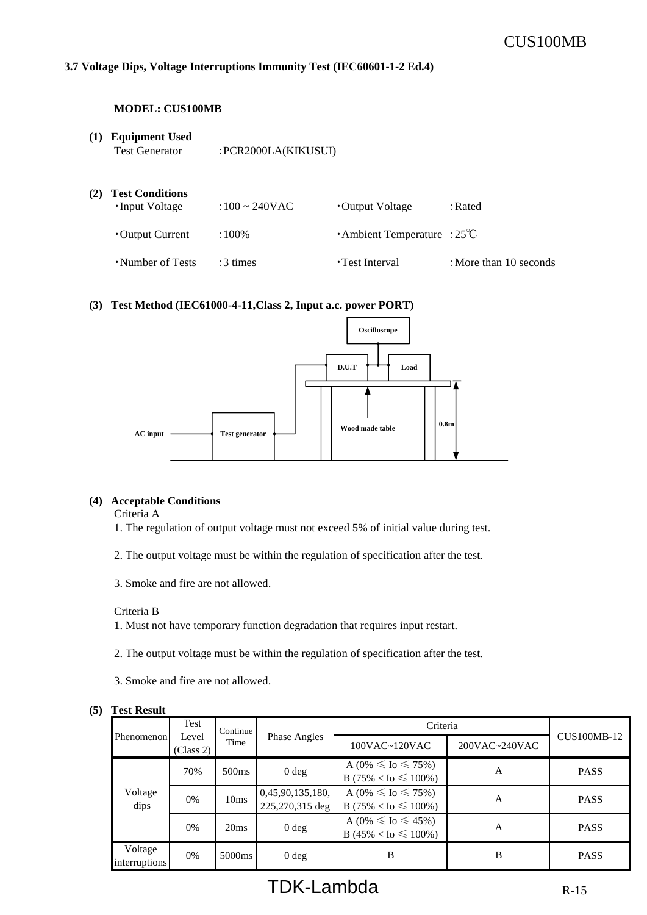### 3.7 Voltage Dips, Voltage Interruptions Immunity Test (IEC60601-1-2 Ed.4)

**MODEL: CUS100MB**

**(1) Equipment Used**

Test Generator : PCR2000LA(KIKUSUI)

**(2) Test Conditions**

- ・Input Voltage : 100 ~ 240VAC
- ・Output Voltage : Rated
- ・Output Current : 100%
- ・Ambient Temperature : 25℃
- ・Number of Tests : 3 times
- ・Test Interval : More than 10 seconds

**(3) Test Method (IEC61000-4-11,Class 2, Input a.c. power PORT)**

Oscilloscope
D.U.T
Load
Wood made table
0.8m
AC input
Test generator

**(4) Acceptable Conditions**

Criteria A

1. The regulation of output voltage must not exceed 5% of initial value during test.
2. The output voltage must be within the regulation of specification after the test.
3. Smoke and fire are not allowed.

Criteria B

1. Must not have temporary function degradation that requires input restart.
2. The output voltage must be within the regulation of specification after the test.
3. Smoke and fire are not allowed.

**(5) Test Result**

| Phenomenon | Test Level (Class 2) | Continue Time | Phase Angles | Criteria | | CUS100MB-12 |
|---|---|---|---|---|---|---|
| | | | | 100VAC~120VAC | 200VAC~240VAC | |
| Voltage dips | 70% | 500ms | 0 deg | A (0% ≦ Io ≦ 75%) B (75% < Io ≦ 100%) | A | PASS |
| | 0% | 10ms | 0,45,90,135,180, 225,270,315 deg | A (0% ≦ Io ≦ 75%) B (75% < Io ≦ 100%) | A | PASS |
| | 0% | 20ms | 0 deg | A (0% ≦ Io ≦ 45%) B (45% < Io ≦ 100%) | A | PASS |
| Voltage interruptions | 0% | 5000ms | 0 deg | B | B | PASS |